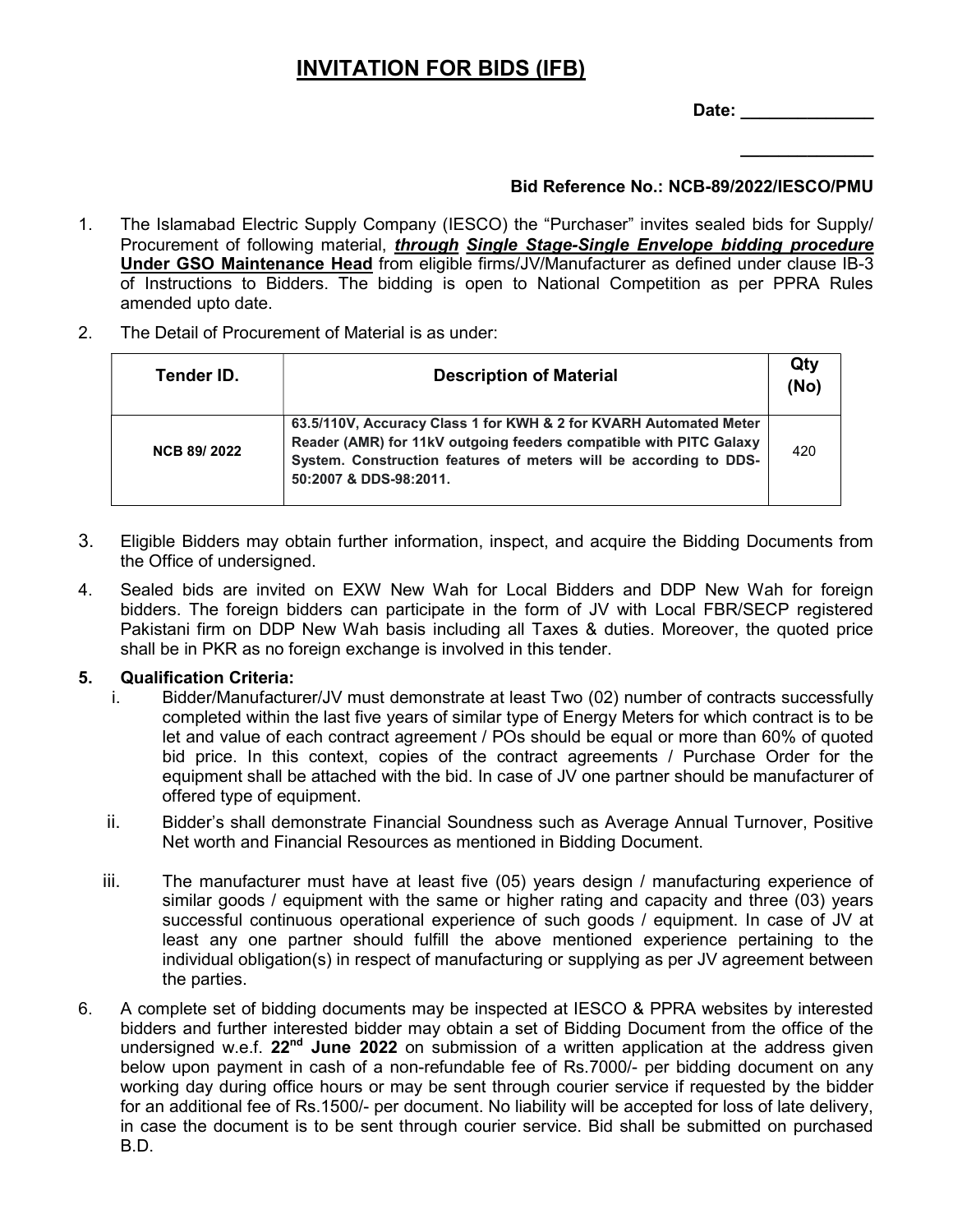# INVITATION FOR BIDS (IFB)

**Date: ______________**

**______________**

**Bid Reference No.: NCB-89/2022/IESCO/PMU**

1. The Islamabad Electric Supply Company (IESCO) the "Purchaser" invites sealed bids for Supply/ Procurement of following material, ***through*** ***Single Stage-Single Envelope bidding procedure*** **Under GSO Maintenance Head** from eligible firms/JV/Manufacturer as defined under clause IB-3 of Instructions to Bidders. The bidding is open to National Competition as per PPRA Rules amended upto date.

2. The Detail of Procurement of Material is as under:

| Tender ID. | Description of Material | Qty (No) |
|---|---|---|
| **NCB 89/ 2022** | **63.5/110V, Accuracy Class 1 for KWH & 2 for KVARH Automated Meter Reader (AMR) for 11kV outgoing feeders compatible with PITC Galaxy System. Construction features of meters will be according to DDS-50:2007 & DDS-98:2011.** | 420 |

3. Eligible Bidders may obtain further information, inspect, and acquire the Bidding Documents from the Office of undersigned.

4. Sealed bids are invited on EXW New Wah for Local Bidders and DDP New Wah for foreign bidders. The foreign bidders can participate in the form of JV with Local FBR/SECP registered Pakistani firm on DDP New Wah basis including all Taxes & duties. Moreover, the quoted price shall be in PKR as no foreign exchange is involved in this tender.

5. **Qualification Criteria:**
   i. Bidder/Manufacturer/JV must demonstrate at least Two (02) number of contracts successfully completed within the last five years of similar type of Energy Meters for which contract is to be let and value of each contract agreement / POs should be equal or more than 60% of quoted bid price. In this context, copies of the contract agreements / Purchase Order for the equipment shall be attached with the bid. In case of JV one partner should be manufacturer of offered type of equipment.

   ii. Bidder's shall demonstrate Financial Soundness such as Average Annual Turnover, Positive Net worth and Financial Resources as mentioned in Bidding Document.

   iii. The manufacturer must have at least five (05) years design / manufacturing experience of similar goods / equipment with the same or higher rating and capacity and three (03) years successful continuous operational experience of such goods / equipment. In case of JV at least any one partner should fulfill the above mentioned experience pertaining to the individual obligation(s) in respect of manufacturing or supplying as per JV agreement between the parties.

6. A complete set of bidding documents may be inspected at IESCO & PPRA websites by interested bidders and further interested bidder may obtain a set of Bidding Document from the office of the undersigned w.e.f. **22nd June 2022** on submission of a written application at the address given below upon payment in cash of a non-refundable fee of Rs.7000/- per bidding document on any working day during office hours or may be sent through courier service if requested by the bidder for an additional fee of Rs.1500/- per document. No liability will be accepted for loss of late delivery, in case the document is to be sent through courier service. Bid shall be submitted on purchased B.D.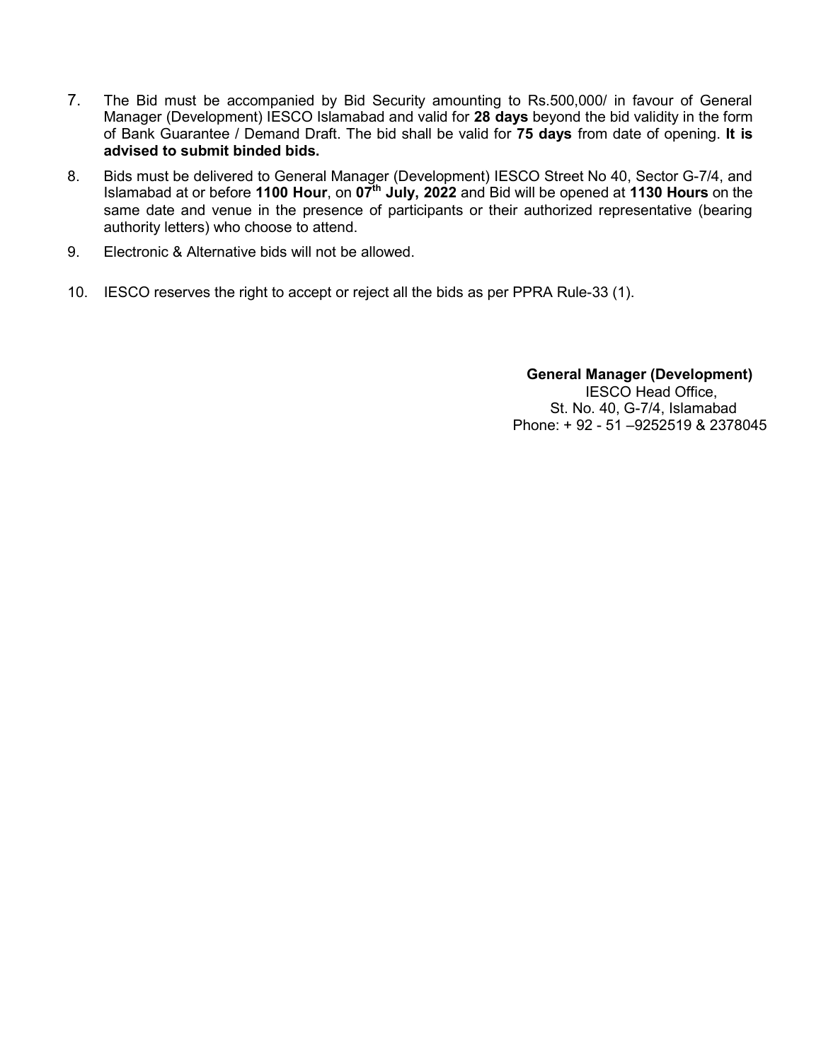7. The Bid must be accompanied by Bid Security amounting to Rs.500,000/ in favour of General Manager (Development) IESCO Islamabad and valid for **28 days** beyond the bid validity in the form of Bank Guarantee / Demand Draft. The bid shall be valid for **75 days** from date of opening. **It is advised to submit binded bids.**

8. Bids must be delivered to General Manager (Development) IESCO Street No 40, Sector G-7/4, and Islamabad at or before **1100 Hour**, on **07th July, 2022** and Bid will be opened at **1130 Hours** on the same date and venue in the presence of participants or their authorized representative (bearing authority letters) who choose to attend.

9. Electronic & Alternative bids will not be allowed.

10. IESCO reserves the right to accept or reject all the bids as per PPRA Rule-33 (1).

**General Manager (Development)**
IESCO Head Office,
St. No. 40, G-7/4, Islamabad
Phone: + 92 - 51 –9252519 & 2378045